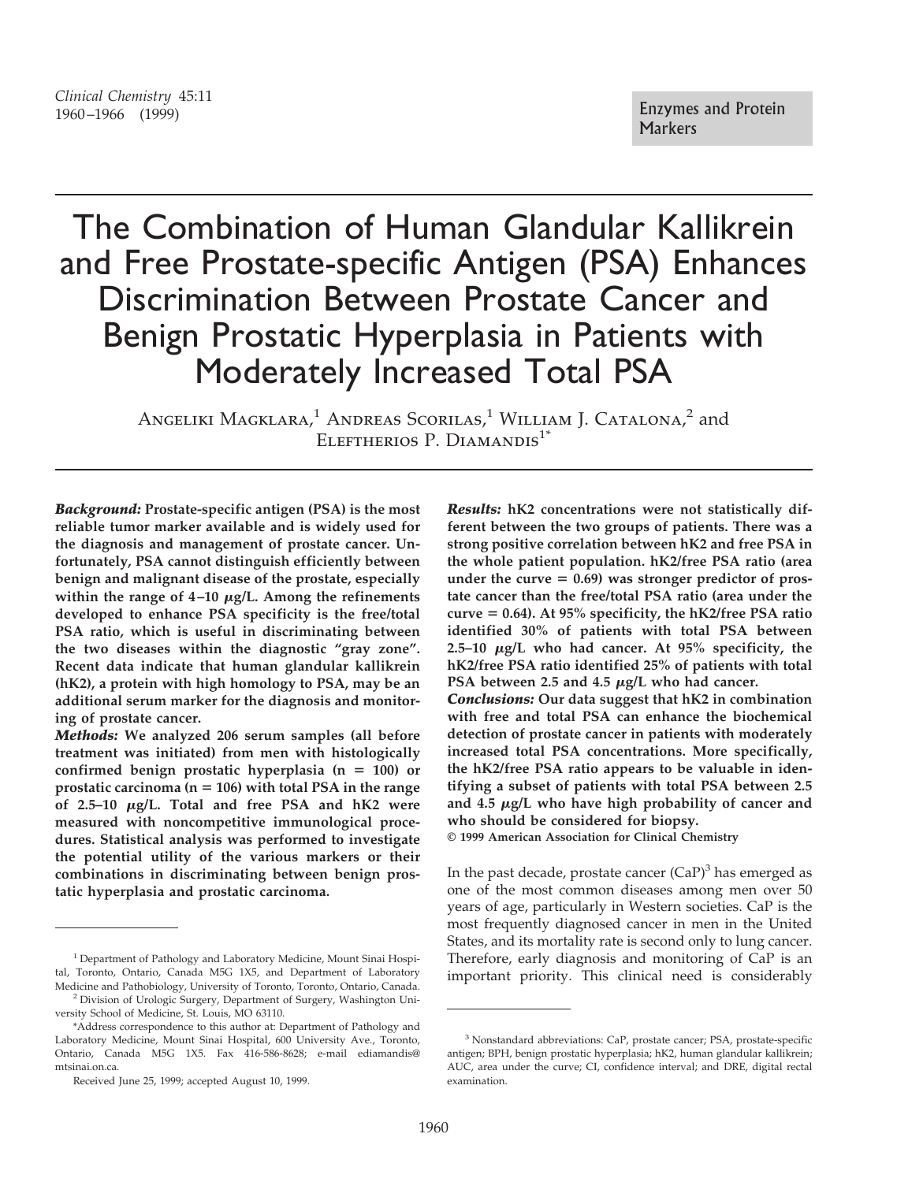Enzymes and Protein Markers

# The Combination of Human Glandular Kallikrein and Free Prostate-specific Antigen (PSA) Enhances Discrimination Between Prostate Cancer and Benign Prostatic Hyperplasia in Patients with Moderately Increased Total PSA

Angeliki Magklara,[1] Andreas Scorilas,[1] William J. Catalona,[2] and Eleftherios P. Diamandis[1*]

***Background:*** **Prostate-specific antigen (PSA) is the most reliable tumor marker available and is widely used for the diagnosis and management of prostate cancer. Unfortunately, PSA cannot distinguish efficiently between benign and malignant disease of the prostate, especially within the range of 4–10 μg/L. Among the refinements developed to enhance PSA specificity is the free/total PSA ratio, which is useful in discriminating between the two diseases within the diagnostic "gray zone". Recent data indicate that human glandular kallikrein (hK2), a protein with high homology to PSA, may be an additional serum marker for the diagnosis and monitoring of prostate cancer.**

***Methods:*** **We analyzed 206 serum samples (all before treatment was initiated) from men with histologically confirmed benign prostatic hyperplasia (n = 100) or prostatic carcinoma (n = 106) with total PSA in the range of 2.5–10 μg/L. Total and free PSA and hK2 were measured with noncompetitive immunological procedures. Statistical analysis was performed to investigate the potential utility of the various markers or their combinations in discriminating between benign prostatic hyperplasia and prostatic carcinoma.**

***Results:*** **hK2 concentrations were not statistically different between the two groups of patients. There was a strong positive correlation between hK2 and free PSA in the whole patient population. hK2/free PSA ratio (area under the curve = 0.69) was stronger predictor of prostate cancer than the free/total PSA ratio (area under the curve = 0.64). At 95% specificity, the hK2/free PSA ratio identified 30% of patients with total PSA between 2.5–10 μg/L who had cancer. At 95% specificity, the hK2/free PSA ratio identified 25% of patients with total PSA between 2.5 and 4.5 μg/L who had cancer.**

***Conclusions:*** **Our data suggest that hK2 in combination with free and total PSA can enhance the biochemical detection of prostate cancer in patients with moderately increased total PSA concentrations. More specifically, the hK2/free PSA ratio appears to be valuable in identifying a subset of patients with total PSA between 2.5 and 4.5 μg/L who have high probability of cancer and who should be considered for biopsy.**

**© 1999 American Association for Clinical Chemistry**

In the past decade, prostate cancer (CaP)[3] has emerged as one of the most common diseases among men over 50 years of age, particularly in Western societies. CaP is the most frequently diagnosed cancer in men in the United States, and its mortality rate is second only to lung cancer. Therefore, early diagnosis and monitoring of CaP is an important priority. This clinical need is considerably

---

[1] Department of Pathology and Laboratory Medicine, Mount Sinai Hospital, Toronto, Ontario, Canada M5G 1X5, and Department of Laboratory Medicine and Pathobiology, University of Toronto, Toronto, Ontario, Canada.

[2] Division of Urologic Surgery, Department of Surgery, Washington University School of Medicine, St. Louis, MO 63110.

*Address correspondence to this author at: Department of Pathology and Laboratory Medicine, Mount Sinai Hospital, 600 University Ave., Toronto, Ontario, Canada M5G 1X5. Fax 416-586-8628; e-mail ediamandis@mtsinai.on.ca.

Received June 25, 1999; accepted August 10, 1999.

[3] Nonstandard abbreviations: CaP, prostate cancer; PSA, prostate-specific antigen; BPH, benign prostatic hyperplasia; hK2, human glandular kallikrein; AUC, area under the curve; CI, confidence interval; and DRE, digital rectal examination.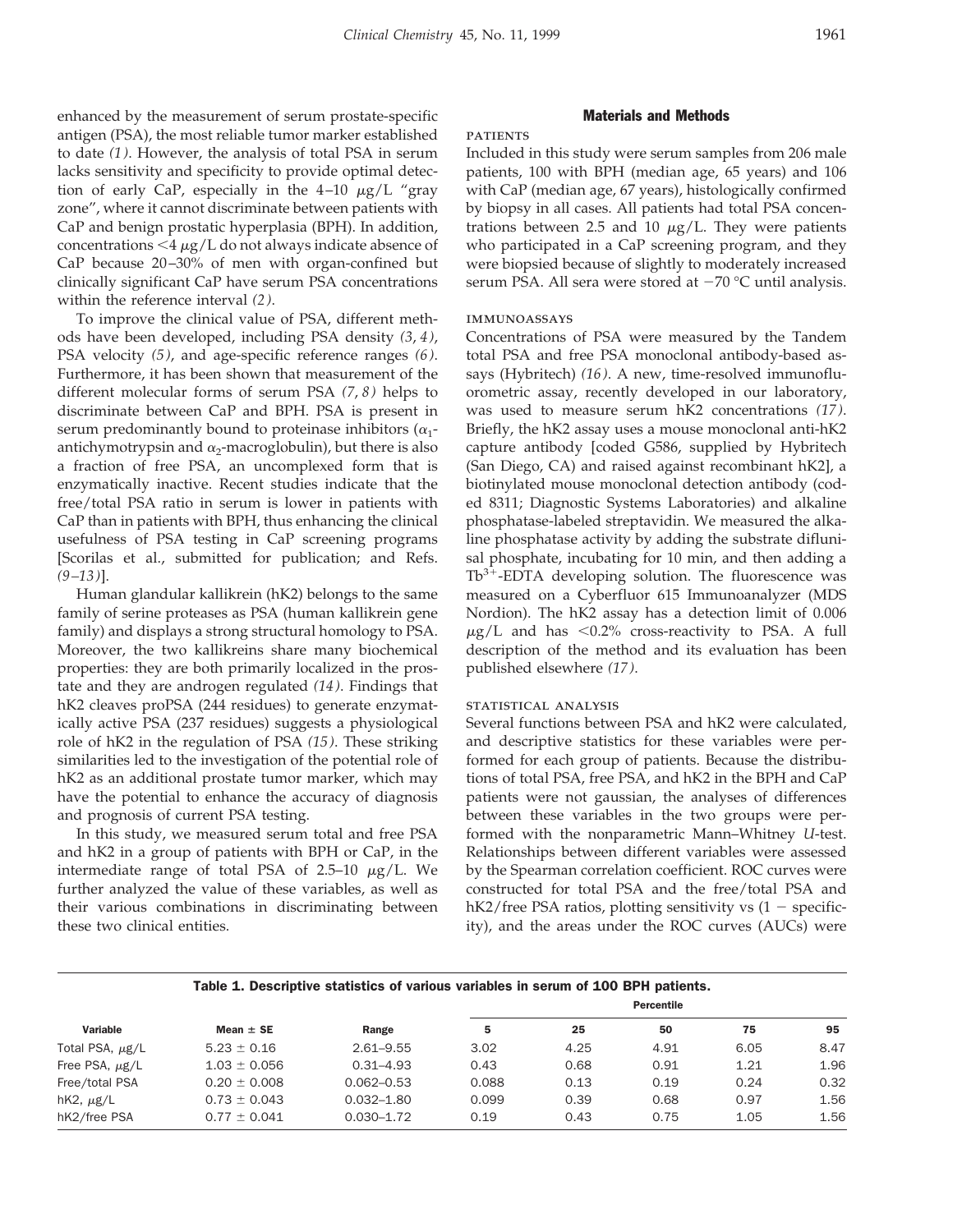enhanced by the measurement of serum prostate-specific antigen (PSA), the most reliable tumor marker established to date *(1)*. However, the analysis of total PSA in serum lacks sensitivity and specificity to provide optimal detection of early CaP, especially in the 4–10 μg/L "gray zone", where it cannot discriminate between patients with CaP and benign prostatic hyperplasia (BPH). In addition, concentrations <4 μg/L do not always indicate absence of CaP because 20–30% of men with organ-confined but clinically significant CaP have serum PSA concentrations within the reference interval *(2)*.

To improve the clinical value of PSA, different methods have been developed, including PSA density *(3, 4)*, PSA velocity *(5)*, and age-specific reference ranges *(6)*. Furthermore, it has been shown that measurement of the different molecular forms of serum PSA *(7, 8)* helps to discriminate between CaP and BPH. PSA is present in serum predominantly bound to proteinase inhibitors ($\alpha_1$-antichymotrypsin and $\alpha_2$-macroglobulin), but there is also a fraction of free PSA, an uncomplexed form that is enzymatically inactive. Recent studies indicate that the free/total PSA ratio in serum is lower in patients with CaP than in patients with BPH, thus enhancing the clinical usefulness of PSA testing in CaP screening programs [Scorilas et al., submitted for publication; and Refs. *(9–13)*].

Human glandular kallikrein (hK2) belongs to the same family of serine proteases as PSA (human kallikrein gene family) and displays a strong structural homology to PSA. Moreover, the two kallikreins share many biochemical properties: they are both primarily localized in the prostate and they are androgen regulated *(14)*. Findings that hK2 cleaves proPSA (244 residues) to generate enzymatically active PSA (237 residues) suggests a physiological role of hK2 in the regulation of PSA *(15)*. These striking similarities led to the investigation of the potential role of hK2 as an additional prostate tumor marker, which may have the potential to enhance the accuracy of diagnosis and prognosis of current PSA testing.

In this study, we measured serum total and free PSA and hK2 in a group of patients with BPH or CaP, in the intermediate range of total PSA of 2.5–10 μg/L. We further analyzed the value of these variables, as well as their various combinations in discriminating between these two clinical entities.

## Materials and Methods

### PATIENTS

Included in this study were serum samples from 206 male patients, 100 with BPH (median age, 65 years) and 106 with CaP (median age, 67 years), histologically confirmed by biopsy in all cases. All patients had total PSA concentrations between 2.5 and 10 μg/L. They were patients who participated in a CaP screening program, and they were biopsied because of slightly to moderately increased serum PSA. All sera were stored at −70 °C until analysis.

### IMMUNOASSAYS

Concentrations of PSA were measured by the Tandem total PSA and free PSA monoclonal antibody-based assays (Hybritech) *(16)*. A new, time-resolved immunofluorometric assay, recently developed in our laboratory, was used to measure serum hK2 concentrations *(17)*. Briefly, the hK2 assay uses a mouse monoclonal anti-hK2 capture antibody [coded G586, supplied by Hybritech (San Diego, CA) and raised against recombinant hK2], a biotinylated mouse monoclonal detection antibody (coded 8311; Diagnostic Systems Laboratories) and alkaline phosphatase-labeled streptavidin. We measured the alkaline phosphatase activity by adding the substrate diflunisal phosphate, incubating for 10 min, and then adding a $Tb^{3+}$-EDTA developing solution. The fluorescence was measured on a Cyberfluor 615 Immunoanalyzer (MDS Nordion). The hK2 assay has a detection limit of 0.006 μg/L and has <0.2% cross-reactivity to PSA. A full description of the method and its evaluation has been published elsewhere *(17)*.

### STATISTICAL ANALYSIS

Several functions between PSA and hK2 were calculated, and descriptive statistics for these variables were performed for each group of patients. Because the distributions of total PSA, free PSA, and hK2 in the BPH and CaP patients were not gaussian, the analyses of differences between these variables in the two groups were performed with the nonparametric Mann–Whitney *U*-test. Relationships between different variables were assessed by the Spearman correlation coefficient. ROC curves were constructed for total PSA and the free/total PSA and hK2/free PSA ratios, plotting sensitivity vs (1 − specificity), and the areas under the ROC curves (AUCs) were

**Table 1. Descriptive statistics of various variables in serum of 100 BPH patients.**

| Variable | Mean ± SE | Range | Percentile | | | | |
|---|---|---|---|---|---|---|---|
| | | | 5 | 25 | 50 | 75 | 95 |
| Total PSA, μg/L | 5.23 ± 0.16 | 2.61–9.55 | 3.02 | 4.25 | 4.91 | 6.05 | 8.47 |
| Free PSA, μg/L | 1.03 ± 0.056 | 0.31–4.93 | 0.43 | 0.68 | 0.91 | 1.21 | 1.96 |
| Free/total PSA | 0.20 ± 0.008 | 0.062–0.53 | 0.088 | 0.13 | 0.19 | 0.24 | 0.32 |
| hK2, μg/L | 0.73 ± 0.043 | 0.032–1.80 | 0.099 | 0.39 | 0.68 | 0.97 | 1.56 |
| hK2/free PSA | 0.77 ± 0.041 | 0.030–1.72 | 0.19 | 0.43 | 0.75 | 1.05 | 1.56 |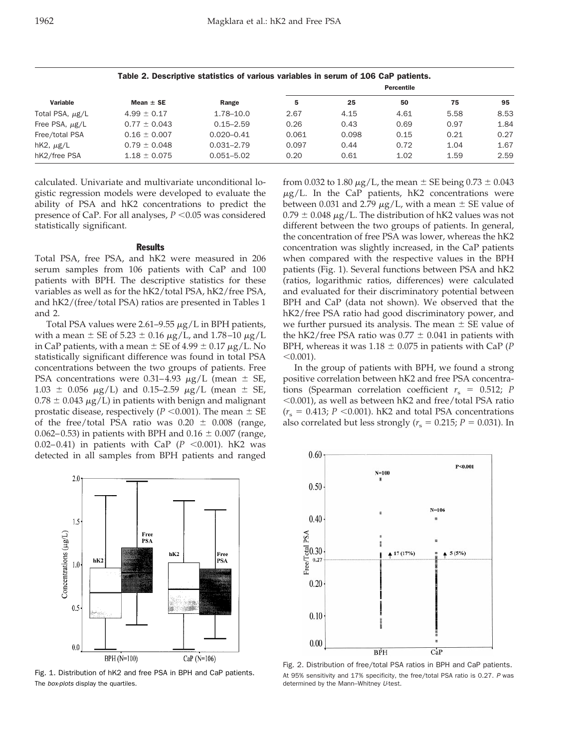**Table 2. Descriptive statistics of various variables in serum of 106 CaP patients.**

| Variable | Mean ± SE | Range | Percentile 5 | 25 | 50 | 75 | 95 |
|---|---|---|---|---|---|---|---|
| Total PSA, μg/L | 4.99 ± 0.17 | 1.78–10.0 | 2.67 | 4.15 | 4.61 | 5.58 | 8.53 |
| Free PSA, μg/L | 0.77 ± 0.043 | 0.15–2.59 | 0.26 | 0.43 | 0.69 | 0.97 | 1.84 |
| Free/total PSA | 0.16 ± 0.007 | 0.020–0.41 | 0.061 | 0.098 | 0.15 | 0.21 | 0.27 |
| hK2, μg/L | 0.79 ± 0.048 | 0.031–2.79 | 0.097 | 0.44 | 0.72 | 1.04 | 1.67 |
| hK2/free PSA | 1.18 ± 0.075 | 0.051–5.02 | 0.20 | 0.61 | 1.02 | 1.59 | 2.59 |

calculated. Univariate and multivariate unconditional logistic regression models were developed to evaluate the ability of PSA and hK2 concentrations to predict the presence of CaP. For all analyses, $P < 0.05$ was considered statistically significant.

## Results

Total PSA, free PSA, and hK2 were measured in 206 serum samples from 106 patients with CaP and 100 patients with BPH. The descriptive statistics for these variables as well as for the hK2/total PSA, hK2/free PSA, and hK2/(free/total PSA) ratios are presented in Tables 1 and 2.

Total PSA values were 2.61–9.55 μg/L in BPH patients, with a mean ± SE of 5.23 ± 0.16 μg/L, and 1.78–10 μg/L in CaP patients, with a mean ± SE of 4.99 ± 0.17 μg/L. No statistically significant difference was found in total PSA concentrations between the two groups of patients. Free PSA concentrations were 0.31–4.93 μg/L (mean ± SE, 1.03 ± 0.056 μg/L) and 0.15–2.59 μg/L (mean ± SE, 0.78 ± 0.043 μg/L) in patients with benign and malignant prostatic disease, respectively ($P < 0.001$). The mean ± SE of the free/total PSA ratio was 0.20 ± 0.008 (range, 0.062–0.53) in patients with BPH and 0.16 ± 0.007 (range, 0.02–0.41) in patients with CaP ($P < 0.001$). hK2 was detected in all samples from BPH patients and ranged from 0.032 to 1.80 μg/L, the mean ± SE being 0.73 ± 0.043 μg/L. In the CaP patients, hK2 concentrations were between 0.031 and 2.79 μg/L, with a mean ± SE value of 0.79 ± 0.048 μg/L. The distribution of hK2 values was not different between the two groups of patients. In general, the concentration of free PSA was lower, whereas the hK2 concentration was slightly increased, in the CaP patients when compared with the respective values in the BPH patients (Fig. 1). Several functions between PSA and hK2 (ratios, logarithmic ratios, differences) were calculated and evaluated for their discriminatory potential between BPH and CaP (data not shown). We observed that the hK2/free PSA ratio had good discriminatory power, and we further pursued its analysis. The mean ± SE value of the hK2/free PSA ratio was 0.77 ± 0.041 in patients with BPH, whereas it was 1.18 ± 0.075 in patients with CaP ($P < 0.001$).

In the group of patients with BPH, we found a strong positive correlation between hK2 and free PSA concentrations (Spearman correlation coefficient $r_s = 0.512$; $P < 0.001$), as well as between hK2 and free/total PSA ratio ($r_s = 0.413$; $P < 0.001$). hK2 and total PSA concentrations also correlated but less strongly ($r_s = 0.215$; $P = 0.031$). In

Fig. 1. Distribution of hK2 and free PSA in BPH and CaP patients. The *box-plots* display the quartiles.

Fig. 2. Distribution of free/total PSA ratios in BPH and CaP patients. At 95% sensitivity and 17% specificity, the free/total PSA ratio is 0.27. *P* was determined by the Mann–Whitney *U*-test.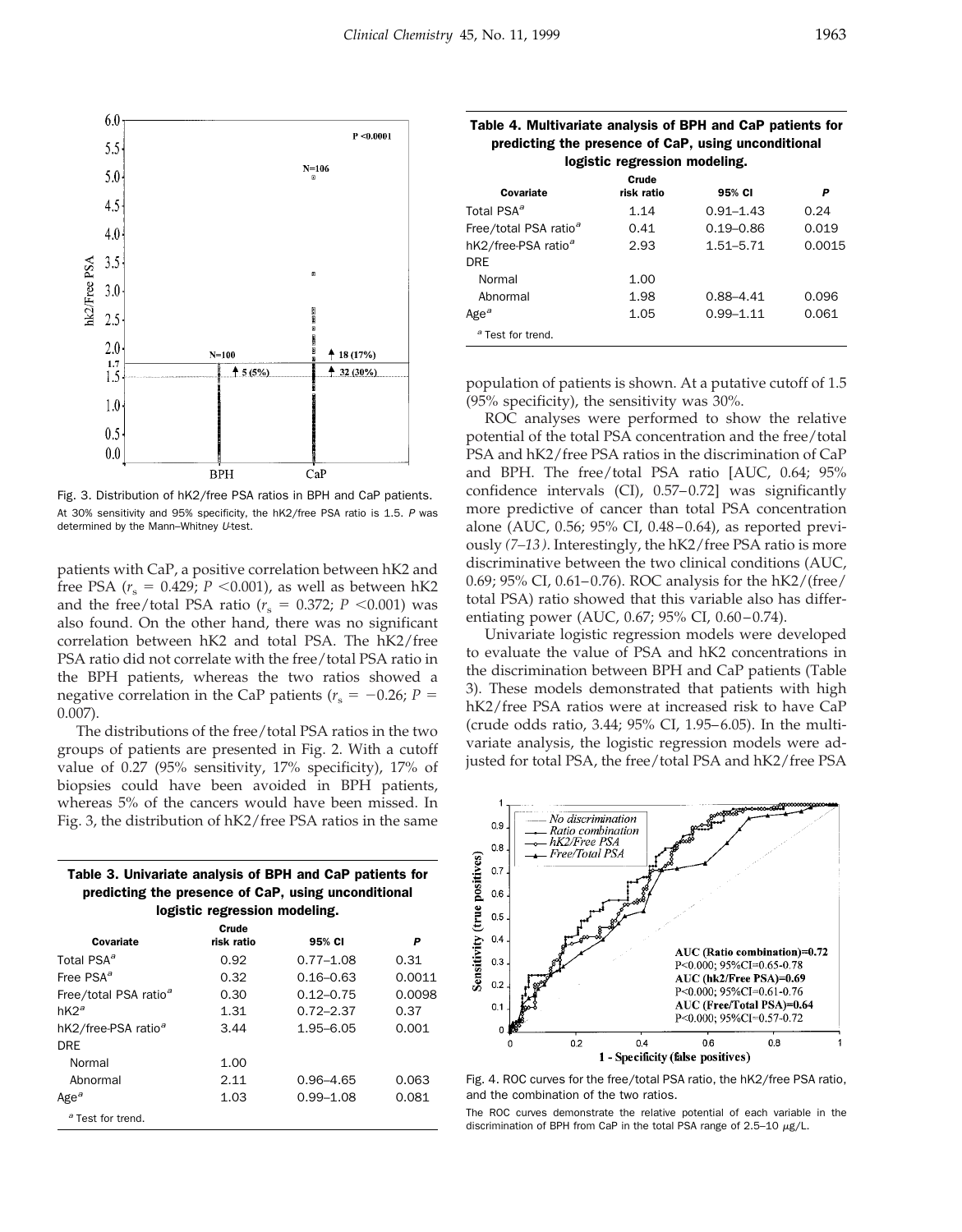Fig. 3. Distribution of hK2/free PSA ratios in BPH and CaP patients.

At 30% sensitivity and 95% specificity, the hK2/free PSA ratio is 1.5. *P* was determined by the Mann–Whitney *U*-test.

patients with CaP, a positive correlation between hK2 and free PSA ($r_s$ = 0.429; *P* <0.001), as well as between hK2 and the free/total PSA ratio ($r_s$ = 0.372; *P* <0.001) was also found. On the other hand, there was no significant correlation between hK2 and total PSA. The hK2/free PSA ratio did not correlate with the free/total PSA ratio in the BPH patients, whereas the two ratios showed a negative correlation in the CaP patients ($r_s$ = −0.26; *P* = 0.007).

The distributions of the free/total PSA ratios in the two groups of patients are presented in Fig. 2. With a cutoff value of 0.27 (95% sensitivity, 17% specificity), 17% of biopsies could have been avoided in BPH patients, whereas 5% of the cancers would have been missed. In Fig. 3, the distribution of hK2/free PSA ratios in the same population of patients is shown. At a putative cutoff of 1.5 (95% specificity), the sensitivity was 30%.

ROC analyses were performed to show the relative potential of the total PSA concentration and the free/total PSA and hK2/free PSA ratios in the discrimination of CaP and BPH. The free/total PSA ratio [AUC, 0.64; 95% confidence intervals (CI), 0.57–0.72] was significantly more predictive of cancer than total PSA concentration alone (AUC, 0.56; 95% CI, 0.48–0.64), as reported previously *(7–13)*. Interestingly, the hK2/free PSA ratio is more discriminative between the two clinical conditions (AUC, 0.69; 95% CI, 0.61–0.76). ROC analysis for the hK2/(free/total PSA) ratio showed that this variable also has differentiating power (AUC, 0.67; 95% CI, 0.60–0.74).

Univariate logistic regression models were developed to evaluate the value of PSA and hK2 concentrations in the discrimination between BPH and CaP patients (Table 3). These models demonstrated that patients with high hK2/free PSA ratios were at increased risk to have CaP (crude odds ratio, 3.44; 95% CI, 1.95–6.05). In the multivariate analysis, the logistic regression models were adjusted for total PSA, the free/total PSA and hK2/free PSA

**Table 3. Univariate analysis of BPH and CaP patients for predicting the presence of CaP, using unconditional logistic regression modeling.**

| Covariate | Crude risk ratio | 95% CI | P |
|---|---|---|---|
| Total PSA[a] | 0.92 | 0.77–1.08 | 0.31 |
| Free PSA[a] | 0.32 | 0.16–0.63 | 0.0011 |
| Free/total PSA ratio[a] | 0.30 | 0.12–0.75 | 0.0098 |
| hK2[a] | 1.31 | 0.72–2.37 | 0.37 |
| hK2/free-PSA ratio[a] | 3.44 | 1.95–6.05 | 0.001 |
| DRE | | | |
| Normal | 1.00 | | |
| Abnormal | 2.11 | 0.96–4.65 | 0.063 |
| Age[a] | 1.03 | 0.99–1.08 | 0.081 |

[a] Test for trend.

**Table 4. Multivariate analysis of BPH and CaP patients for predicting the presence of CaP, using unconditional logistic regression modeling.**

| Covariate | Crude risk ratio | 95% CI | P |
|---|---|---|---|
| Total PSA[a] | 1.14 | 0.91–1.43 | 0.24 |
| Free/total PSA ratio[a] | 0.41 | 0.19–0.86 | 0.019 |
| hK2/free-PSA ratio[a] | 2.93 | 1.51–5.71 | 0.0015 |
| DRE | | | |
| Normal | 1.00 | | |
| Abnormal | 1.98 | 0.88–4.41 | 0.096 |
| Age[a] | 1.05 | 0.99–1.11 | 0.061 |

[a] Test for trend.

Fig. 4. ROC curves for the free/total PSA ratio, the hK2/free PSA ratio, and the combination of the two ratios.

The ROC curves demonstrate the relative potential of each variable in the discrimination of BPH from CaP in the total PSA range of 2.5–10 μg/L.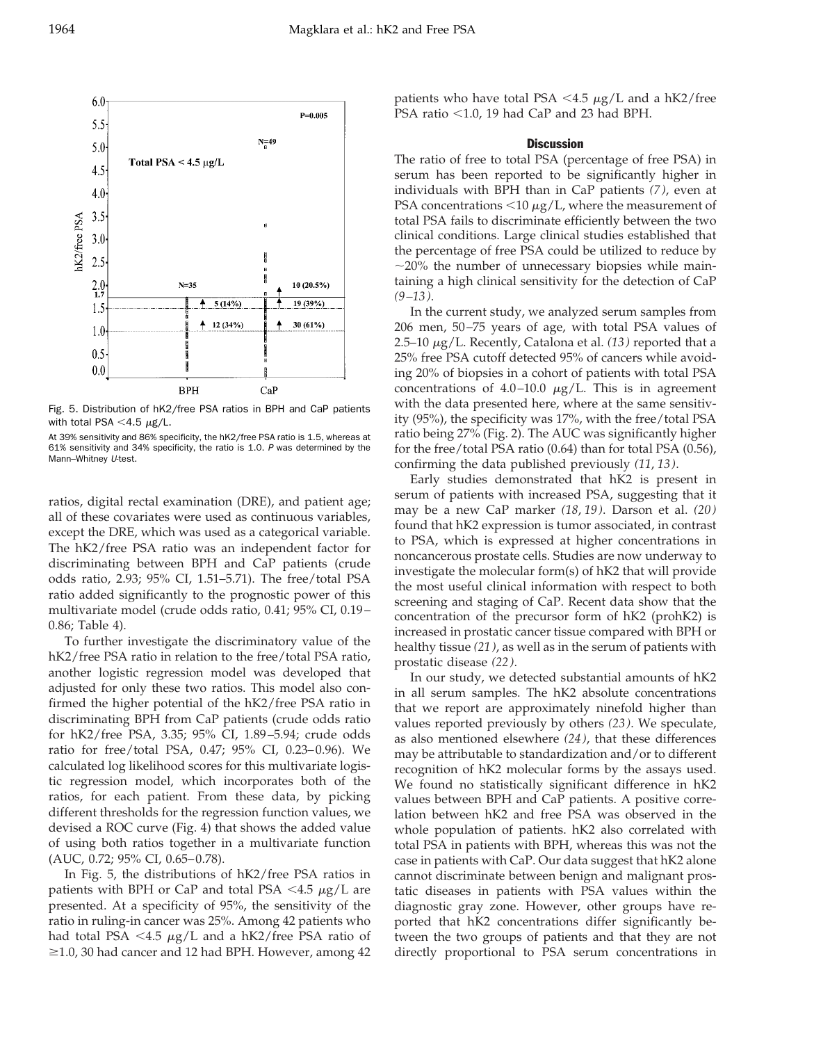Fig. 5. Distribution of hK2/free PSA ratios in BPH and CaP patients with total PSA <4.5 μg/L.

At 39% sensitivity and 86% specificity, the hK2/free PSA ratio is 1.5, whereas at 61% sensitivity and 34% specificity, the ratio is 1.0. *P* was determined by the Mann–Whitney *U*-test.

ratios, digital rectal examination (DRE), and patient age; all of these covariates were used as continuous variables, except the DRE, which was used as a categorical variable. The hK2/free PSA ratio was an independent factor for discriminating between BPH and CaP patients (crude odds ratio, 2.93; 95% CI, 1.51–5.71). The free/total PSA ratio added significantly to the prognostic power of this multivariate model (crude odds ratio, 0.41; 95% CI, 0.19–0.86; Table 4).

To further investigate the discriminatory value of the hK2/free PSA ratio in relation to the free/total PSA ratio, another logistic regression model was developed that adjusted for only these two ratios. This model also confirmed the higher potential of the hK2/free PSA ratio in discriminating BPH from CaP patients (crude odds ratio for hK2/free PSA, 3.35; 95% CI, 1.89–5.94; crude odds ratio for free/total PSA, 0.47; 95% CI, 0.23–0.96). We calculated log likelihood scores for this multivariate logistic regression model, which incorporates both of the ratios, for each patient. From these data, by picking different thresholds for the regression function values, we devised a ROC curve (Fig. 4) that shows the added value of using both ratios together in a multivariate function (AUC, 0.72; 95% CI, 0.65–0.78).

In Fig. 5, the distributions of hK2/free PSA ratios in patients with BPH or CaP and total PSA <4.5 μg/L are presented. At a specificity of 95%, the sensitivity of the ratio in ruling-in cancer was 25%. Among 42 patients who had total PSA <4.5 μg/L and a hK2/free PSA ratio of ≥1.0, 30 had cancer and 12 had BPH. However, among 42 patients who have total PSA <4.5 μg/L and a hK2/free PSA ratio <1.0, 19 had CaP and 23 had BPH.

## Discussion

The ratio of free to total PSA (percentage of free PSA) in serum has been reported to be significantly higher in individuals with BPH than in CaP patients *(7)*, even at PSA concentrations <10 μg/L, where the measurement of total PSA fails to discriminate efficiently between the two clinical conditions. Large clinical studies established that the percentage of free PSA could be utilized to reduce by ~20% the number of unnecessary biopsies while maintaining a high clinical sensitivity for the detection of CaP *(9–13)*.

In the current study, we analyzed serum samples from 206 men, 50–75 years of age, with total PSA values of 2.5–10 μg/L. Recently, Catalona et al. *(13)* reported that a 25% free PSA cutoff detected 95% of cancers while avoiding 20% of biopsies in a cohort of patients with total PSA concentrations of 4.0–10.0 μg/L. This is in agreement with the data presented here, where at the same sensitivity (95%), the specificity was 17%, with the free/total PSA ratio being 27% (Fig. 2). The AUC was significantly higher for the free/total PSA ratio (0.64) than for total PSA (0.56), confirming the data published previously *(11, 13)*.

Early studies demonstrated that hK2 is present in serum of patients with increased PSA, suggesting that it may be a new CaP marker *(18, 19)*. Darson et al. *(20)* found that hK2 expression is tumor associated, in contrast to PSA, which is expressed at higher concentrations in noncancerous prostate cells. Studies are now underway to investigate the molecular form(s) of hK2 that will provide the most useful clinical information with respect to both screening and staging of CaP. Recent data show that the concentration of the precursor form of hK2 (prohK2) is increased in prostatic cancer tissue compared with BPH or healthy tissue *(21)*, as well as in the serum of patients with prostatic disease *(22)*.

In our study, we detected substantial amounts of hK2 in all serum samples. The hK2 absolute concentrations that we report are approximately ninefold higher than values reported previously by others *(23)*. We speculate, as also mentioned elsewhere *(24)*, that these differences may be attributable to standardization and/or to different recognition of hK2 molecular forms by the assays used. We found no statistically significant difference in hK2 values between BPH and CaP patients. A positive correlation between hK2 and free PSA was observed in the whole population of patients. hK2 also correlated with total PSA in patients with BPH, whereas this was not the case in patients with CaP. Our data suggest that hK2 alone cannot discriminate between benign and malignant prostatic diseases in patients with PSA values within the diagnostic gray zone. However, other groups have reported that hK2 concentrations differ significantly between the two groups of patients and that they are not directly proportional to PSA serum concentrations in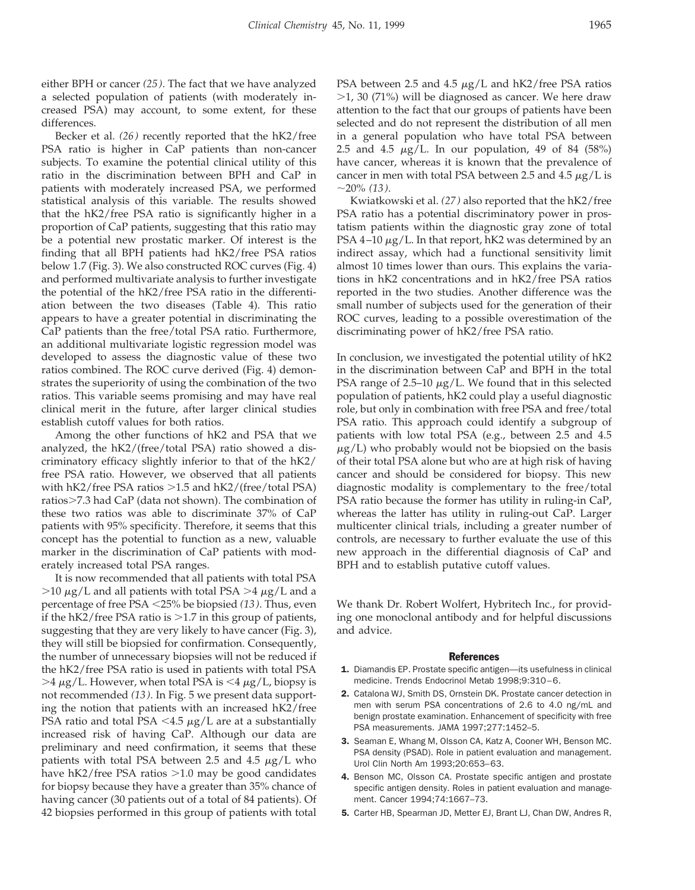either BPH or cancer *(25)*. The fact that we have analyzed a selected population of patients (with moderately increased PSA) may account, to some extent, for these differences.

Becker et al. *(26)* recently reported that the hK2/free PSA ratio is higher in CaP patients than non-cancer subjects. To examine the potential clinical utility of this ratio in the discrimination between BPH and CaP in patients with moderately increased PSA, we performed statistical analysis of this variable. The results showed that the hK2/free PSA ratio is significantly higher in a proportion of CaP patients, suggesting that this ratio may be a potential new prostatic marker. Of interest is the finding that all BPH patients had hK2/free PSA ratios below 1.7 (Fig. 3). We also constructed ROC curves (Fig. 4) and performed multivariate analysis to further investigate the potential of the hK2/free PSA ratio in the differentiation between the two diseases (Table 4). This ratio appears to have a greater potential in discriminating the CaP patients than the free/total PSA ratio. Furthermore, an additional multivariate logistic regression model was developed to assess the diagnostic value of these two ratios combined. The ROC curve derived (Fig. 4) demonstrates the superiority of using the combination of the two ratios. This variable seems promising and may have real clinical merit in the future, after larger clinical studies establish cutoff values for both ratios.

Among the other functions of hK2 and PSA that we analyzed, the hK2/(free/total PSA) ratio showed a discriminatory efficacy slightly inferior to that of the hK2/free PSA ratio. However, we observed that all patients with hK2/free PSA ratios >1.5 and hK2/(free/total PSA) ratios>7.3 had CaP (data not shown). The combination of these two ratios was able to discriminate 37% of CaP patients with 95% specificity. Therefore, it seems that this concept has the potential to function as a new, valuable marker in the discrimination of CaP patients with moderately increased total PSA ranges.

It is now recommended that all patients with total PSA >10 $\mu$g/L and all patients with total PSA >4 $\mu$g/L and a percentage of free PSA <25% be biopsied *(13)*. Thus, even if the hK2/free PSA ratio is >1.7 in this group of patients, suggesting that they are very likely to have cancer (Fig. 3), they will still be biopsied for confirmation. Consequently, the number of unnecessary biopsies will not be reduced if the hK2/free PSA ratio is used in patients with total PSA >4 $\mu$g/L. However, when total PSA is <4 $\mu$g/L, biopsy is not recommended *(13)*. In Fig. 5 we present data supporting the notion that patients with an increased hK2/free PSA ratio and total PSA <4.5 $\mu$g/L are at a substantially increased risk of having CaP. Although our data are preliminary and need confirmation, it seems that these patients with total PSA between 2.5 and 4.5 $\mu$g/L who have hK2/free PSA ratios >1.0 may be good candidates for biopsy because they have a greater than 35% chance of having cancer (30 patients out of a total of 84 patients). Of 42 biopsies performed in this group of patients with total PSA between 2.5 and 4.5 $\mu$g/L and hK2/free PSA ratios >1, 30 (71%) will be diagnosed as cancer. We here draw attention to the fact that our groups of patients have been selected and do not represent the distribution of all men in a general population who have total PSA between 2.5 and 4.5 $\mu$g/L. In our population, 49 of 84 (58%) have cancer, whereas it is known that the prevalence of cancer in men with total PSA between 2.5 and 4.5 $\mu$g/L is ~20% *(13)*.

Kwiatkowski et al. *(27)* also reported that the hK2/free PSA ratio has a potential discriminatory power in prostatism patients within the diagnostic gray zone of total PSA 4–10 $\mu$g/L. In that report, hK2 was determined by an indirect assay, which had a functional sensitivity limit almost 10 times lower than ours. This explains the variations in hK2 concentrations and in hK2/free PSA ratios reported in the two studies. Another difference was the small number of subjects used for the generation of their ROC curves, leading to a possible overestimation of the discriminating power of hK2/free PSA ratio.

In conclusion, we investigated the potential utility of hK2 in the discrimination between CaP and BPH in the total PSA range of 2.5–10 $\mu$g/L. We found that in this selected population of patients, hK2 could play a useful diagnostic role, but only in combination with free PSA and free/total PSA ratio. This approach could identify a subgroup of patients with low total PSA (e.g., between 2.5 and 4.5 $\mu$g/L) who probably would not be biopsied on the basis of their total PSA alone but who are at high risk of having cancer and should be considered for biopsy. This new diagnostic modality is complementary to the free/total PSA ratio because the former has utility in ruling-in CaP, whereas the latter has utility in ruling-out CaP. Larger multicenter clinical trials, including a greater number of controls, are necessary to further evaluate the use of this new approach in the differential diagnosis of CaP and BPH and to establish putative cutoff values.

We thank Dr. Robert Wolfert, Hybritech Inc., for providing one monoclonal antibody and for helpful discussions and advice.

## References

1. Diamandis EP. Prostate specific antigen—its usefulness in clinical medicine. Trends Endocrinol Metab 1998;9:310–6.
2. Catalona WJ, Smith DS, Ornstein DK. Prostate cancer detection in men with serum PSA concentrations of 2.6 to 4.0 ng/mL and benign prostate examination. Enhancement of specificity with free PSA measurements. JAMA 1997;277:1452–5.
3. Seaman E, Whang M, Olsson CA, Katz A, Cooner WH, Benson MC. PSA density (PSAD). Role in patient evaluation and management. Urol Clin North Am 1993;20:653–63.
4. Benson MC, Olsson CA. Prostate specific antigen and prostate specific antigen density. Roles in patient evaluation and management. Cancer 1994;74:1667–73.
5. Carter HB, Spearman JD, Metter EJ, Brant LJ, Chan DW, Andres R,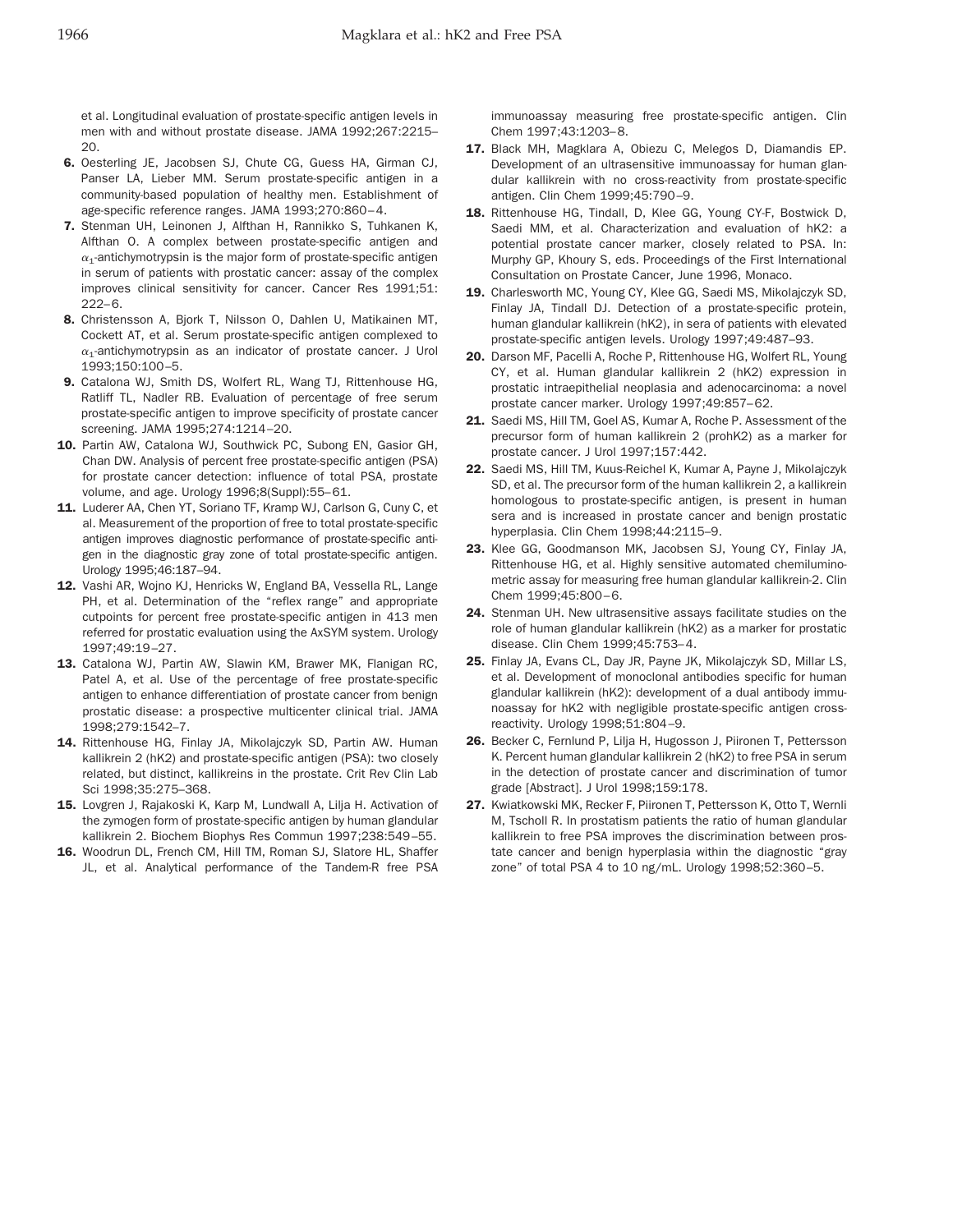et al. Longitudinal evaluation of prostate-specific antigen levels in men with and without prostate disease. JAMA 1992;267:2215–20.

6. Oesterling JE, Jacobsen SJ, Chute CG, Guess HA, Girman CJ, Panser LA, Lieber MM. Serum prostate-specific antigen in a community-based population of healthy men. Establishment of age-specific reference ranges. JAMA 1993;270:860–4.
7. Stenman UH, Leinonen J, Alfthan H, Rannikko S, Tuhkanen K, Alfthan O. A complex between prostate-specific antigen and $\alpha_1$-antichymotrypsin is the major form of prostate-specific antigen in serum of patients with prostatic cancer: assay of the complex improves clinical sensitivity for cancer. Cancer Res 1991;51:222–6.
8. Christensson A, Bjork T, Nilsson O, Dahlen U, Matikainen MT, Cockett AT, et al. Serum prostate-specific antigen complexed to $\alpha_1$-antichymotrypsin as an indicator of prostate cancer. J Urol 1993;150:100–5.
9. Catalona WJ, Smith DS, Wolfert RL, Wang TJ, Rittenhouse HG, Ratliff TL, Nadler RB. Evaluation of percentage of free serum prostate-specific antigen to improve specificity of prostate cancer screening. JAMA 1995;274:1214–20.
10. Partin AW, Catalona WJ, Southwick PC, Subong EN, Gasior GH, Chan DW. Analysis of percent free prostate-specific antigen (PSA) for prostate cancer detection: influence of total PSA, prostate volume, and age. Urology 1996;8(Suppl):55–61.
11. Luderer AA, Chen YT, Soriano TF, Kramp WJ, Carlson G, Cuny C, et al. Measurement of the proportion of free to total prostate-specific antigen improves diagnostic performance of prostate-specific antigen in the diagnostic gray zone of total prostate-specific antigen. Urology 1995;46:187–94.
12. Vashi AR, Wojno KJ, Henricks W, England BA, Vessella RL, Lange PH, et al. Determination of the "reflex range" and appropriate cutpoints for percent free prostate-specific antigen in 413 men referred for prostatic evaluation using the AxSYM system. Urology 1997;49:19–27.
13. Catalona WJ, Partin AW, Slawin KM, Brawer MK, Flanigan RC, Patel A, et al. Use of the percentage of free prostate-specific antigen to enhance differentiation of prostate cancer from benign prostatic disease: a prospective multicenter clinical trial. JAMA 1998;279:1542–7.
14. Rittenhouse HG, Finlay JA, Mikolajczyk SD, Partin AW. Human kallikrein 2 (hK2) and prostate-specific antigen (PSA): two closely related, but distinct, kallikreins in the prostate. Crit Rev Clin Lab Sci 1998;35:275–368.
15. Lovgren J, Rajakoski K, Karp M, Lundwall A, Lilja H. Activation of the zymogen form of prostate-specific antigen by human glandular kallikrein 2. Biochem Biophys Res Commun 1997;238:549–55.
16. Woodrun DL, French CM, Hill TM, Roman SJ, Slatore HL, Shaffer JL, et al. Analytical performance of the Tandem-R free PSA immunoassay measuring free prostate-specific antigen. Clin Chem 1997;43:1203–8.
17. Black MH, Magklara A, Obiezu C, Melegos D, Diamandis EP. Development of an ultrasensitive immunoassay for human glandular kallikrein with no cross-reactivity from prostate-specific antigen. Clin Chem 1999;45:790–9.
18. Rittenhouse HG, Tindall, D, Klee GG, Young CY-F, Bostwick D, Saedi MM, et al. Characterization and evaluation of hK2: a potential prostate cancer marker, closely related to PSA. In: Murphy GP, Khoury S, eds. Proceedings of the First International Consultation on Prostate Cancer, June 1996, Monaco.
19. Charlesworth MC, Young CY, Klee GG, Saedi MS, Mikolajczyk SD, Finlay JA, Tindall DJ. Detection of a prostate-specific protein, human glandular kallikrein (hK2), in sera of patients with elevated prostate-specific antigen levels. Urology 1997;49:487–93.
20. Darson MF, Pacelli A, Roche P, Rittenhouse HG, Wolfert RL, Young CY, et al. Human glandular kallikrein 2 (hK2) expression in prostatic intraepithelial neoplasia and adenocarcinoma: a novel prostate cancer marker. Urology 1997;49:857–62.
21. Saedi MS, Hill TM, Goel AS, Kumar A, Roche P. Assessment of the precursor form of human kallikrein 2 (prohK2) as a marker for prostate cancer. J Urol 1997;157:442.
22. Saedi MS, Hill TM, Kuus-Reichel K, Kumar A, Payne J, Mikolajczyk SD, et al. The precursor form of the human kallikrein 2, a kallikrein homologous to prostate-specific antigen, is present in human sera and is increased in prostate cancer and benign prostatic hyperplasia. Clin Chem 1998;44:2115–9.
23. Klee GG, Goodmanson MK, Jacobsen SJ, Young CY, Finlay JA, Rittenhouse HG, et al. Highly sensitive automated chemiluminometric assay for measuring free human glandular kallikrein-2. Clin Chem 1999;45:800–6.
24. Stenman UH. New ultrasensitive assays facilitate studies on the role of human glandular kallikrein (hK2) as a marker for prostatic disease. Clin Chem 1999;45:753–4.
25. Finlay JA, Evans CL, Day JR, Payne JK, Mikolajczyk SD, Millar LS, et al. Development of monoclonal antibodies specific for human glandular kallikrein (hK2): development of a dual antibody immunoassay for hK2 with negligible prostate-specific antigen cross-reactivity. Urology 1998;51:804–9.
26. Becker C, Fernlund P, Lilja H, Hugosson J, Piironen T, Pettersson K. Percent human glandular kallikrein 2 (hK2) to free PSA in serum in the detection of prostate cancer and discrimination of tumor grade [Abstract]. J Urol 1998;159:178.
27. Kwiatkowski MK, Recker F, Piironen T, Pettersson K, Otto T, Wernli M, Tscholl R. In prostatism patients the ratio of human glandular kallikrein to free PSA improves the discrimination between prostate cancer and benign hyperplasia within the diagnostic "gray zone" of total PSA 4 to 10 ng/mL. Urology 1998;52:360–5.